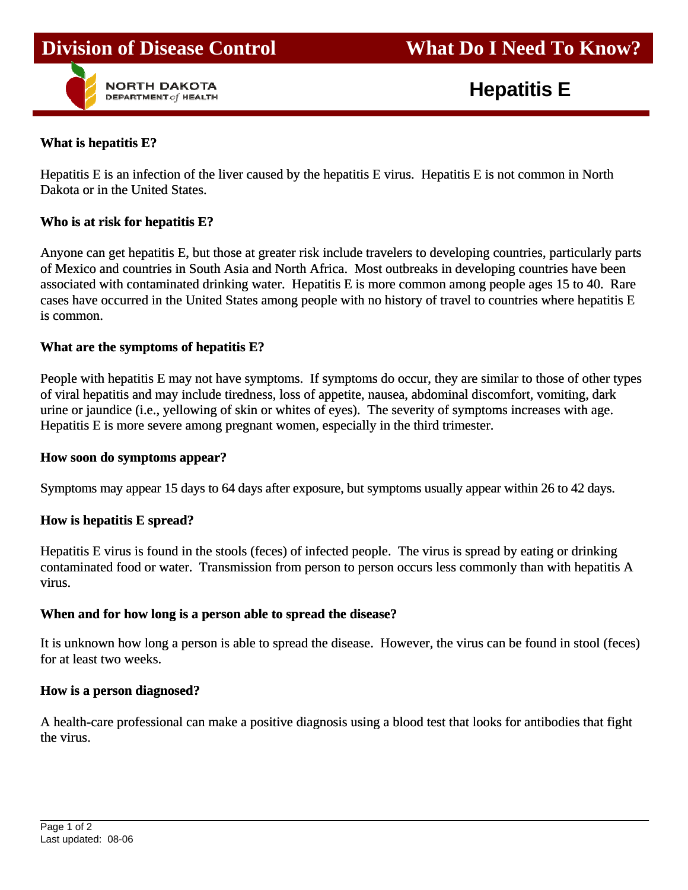# Division of Disease Control — What Do I Need To Know?

NORTH DAKOTA DEPARTMENT of HEALTH

## Hepatitis E

### What is hepatitis E?

Hepatitis E is an infection of the liver caused by the hepatitis E virus. Hepatitis E is not common in North Dakota or in the United States.

### Who is at risk for hepatitis E?

Anyone can get hepatitis E, but those at greater risk include travelers to developing countries, particularly parts of Mexico and countries in South Asia and North Africa. Most outbreaks in developing countries have been associated with contaminated drinking water. Hepatitis E is more common among people ages 15 to 40. Rare cases have occurred in the United States among people with no history of travel to countries where hepatitis E is common.

### What are the symptoms of hepatitis E?

People with hepatitis E may not have symptoms. If symptoms do occur, they are similar to those of other types of viral hepatitis and may include tiredness, loss of appetite, nausea, abdominal discomfort, vomiting, dark urine or jaundice (i.e., yellowing of skin or whites of eyes). The severity of symptoms increases with age. Hepatitis E is more severe among pregnant women, especially in the third trimester.

### How soon do symptoms appear?

Symptoms may appear 15 days to 64 days after exposure, but symptoms usually appear within 26 to 42 days.

### How is hepatitis E spread?

Hepatitis E virus is found in the stools (feces) of infected people. The virus is spread by eating or drinking contaminated food or water. Transmission from person to person occurs less commonly than with hepatitis A virus.

### When and for how long is a person able to spread the disease?

It is unknown how long a person is able to spread the disease. However, the virus can be found in stool (feces) for at least two weeks.

### How is a person diagnosed?

A health-care professional can make a positive diagnosis using a blood test that looks for antibodies that fight the virus.

Last updated: 08-06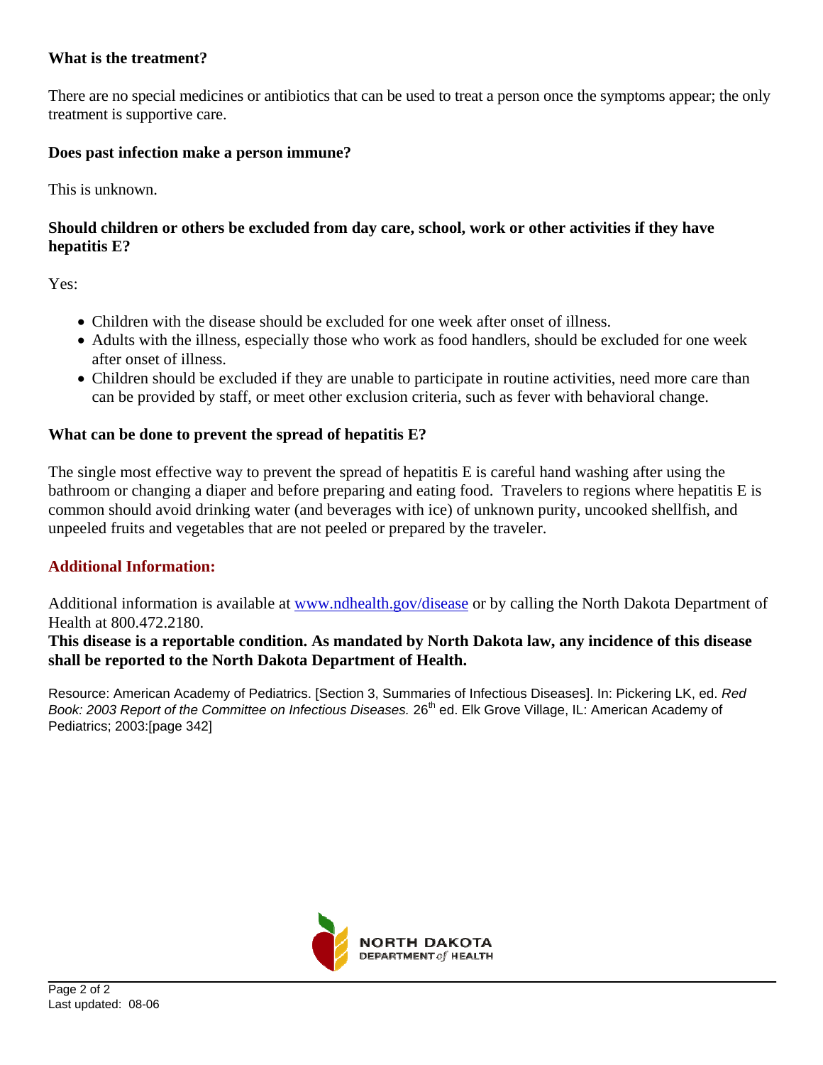**What is the treatment?**

There are no special medicines or antibiotics that can be used to treat a person once the symptoms appear; the only treatment is supportive care.

**Does past infection make a person immune?**

This is unknown.

**Should children or others be excluded from day care, school, work or other activities if they have hepatitis E?**

Yes:

- Children with the disease should be excluded for one week after onset of illness.
- Adults with the illness, especially those who work as food handlers, should be excluded for one week after onset of illness.
- Children should be excluded if they are unable to participate in routine activities, need more care than can be provided by staff, or meet other exclusion criteria, such as fever with behavioral change.

**What can be done to prevent the spread of hepatitis E?**

The single most effective way to prevent the spread of hepatitis E is careful hand washing after using the bathroom or changing a diaper and before preparing and eating food. Travelers to regions where hepatitis E is common should avoid drinking water (and beverages with ice) of unknown purity, uncooked shellfish, and unpeeled fruits and vegetables that are not peeled or prepared by the traveler.

## Additional Information:

Additional information is available at www.ndhealth.gov/disease or by calling the North Dakota Department of Health at 800.472.2180.

**This disease is a reportable condition. As mandated by North Dakota law, any incidence of this disease shall be reported to the North Dakota Department of Health.**

Resource: American Academy of Pediatrics. [Section 3, Summaries of Infectious Diseases]. In: Pickering LK, ed. *Red Book: 2003 Report of the Committee on Infectious Diseases.* 26th ed. Elk Grove Village, IL: American Academy of Pediatrics; 2003:[page 342]

NORTH DAKOTA DEPARTMENT *of* HEALTH

Last updated: 08-06